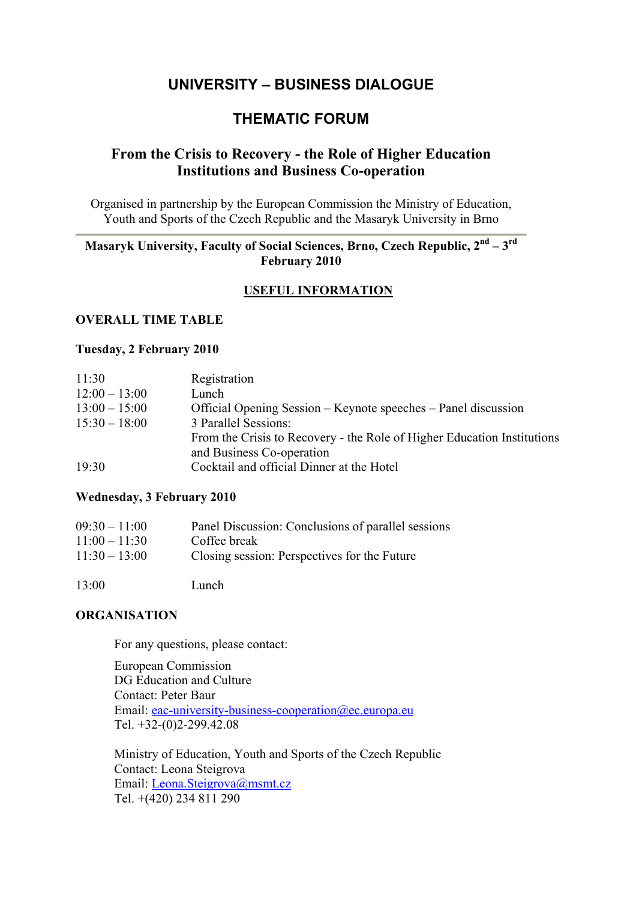# UNIVERSITY – BUSINESS DIALOGUE

## THEMATIC FORUM

### From the Crisis to Recovery - the Role of Higher Education Institutions and Business Co-operation

Organised in partnership by the European Commission the Ministry of Education, Youth and Sports of the Czech Republic and the Masaryk University in Brno

---

**Masaryk University, Faculty of Social Sciences, Brno, Czech Republic, 2nd – 3rd February 2010**

**USEFUL INFORMATION**

**OVERALL TIME TABLE**

**Tuesday, 2 February 2010**

| | |
|---|---|
| 11:30 | Registration |
| 12:00 – 13:00 | Lunch |
| 13:00 – 15:00 | Official Opening Session – Keynote speeches – Panel discussion |
| 15:30 – 18:00 | 3 Parallel Sessions:<br>From the Crisis to Recovery - the Role of Higher Education Institutions and Business Co-operation |
| 19:30 | Cocktail and official Dinner at the Hotel |

**Wednesday, 3 February 2010**

| | |
|---|---|
| 09:30 – 11:00 | Panel Discussion: Conclusions of parallel sessions |
| 11:00 – 11:30 | Coffee break |
| 11:30 – 13:00 | Closing session: Perspectives for the Future |
| 13:00 | Lunch |

**ORGANISATION**

For any questions, please contact:

European Commission
DG Education and Culture
Contact: Peter Baur
Email: eac-university-business-cooperation@ec.europa.eu
Tel. +32-(0)2-299.42.08

Ministry of Education, Youth and Sports of the Czech Republic
Contact: Leona Steigrova
Email: Leona.Steigrova@msmt.cz
Tel. +(420) 234 811 290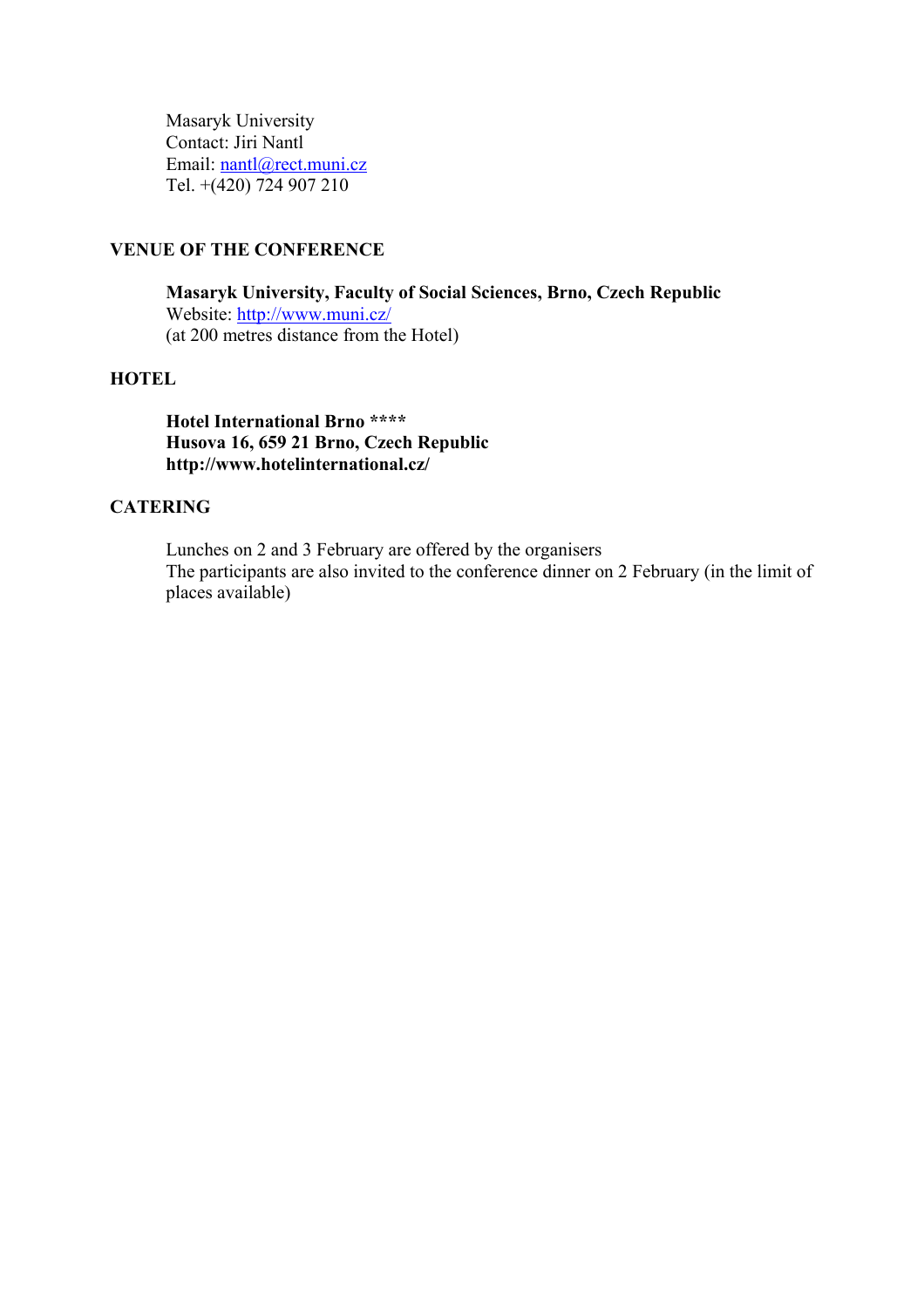Masaryk University
Contact: Jiri Nantl
Email: nantl@rect.muni.cz
Tel. +(420) 724 907 210

## VENUE OF THE CONFERENCE

**Masaryk University, Faculty of Social Sciences, Brno, Czech Republic**
Website: http://www.muni.cz/
(at 200 metres distance from the Hotel)

## HOTEL

**Hotel International Brno ****
Husova 16, 659 21 Brno, Czech Republic
http://www.hotelinternational.cz/**

## CATERING

Lunches on 2 and 3 February are offered by the organisers
The participants are also invited to the conference dinner on 2 February (in the limit of places available)